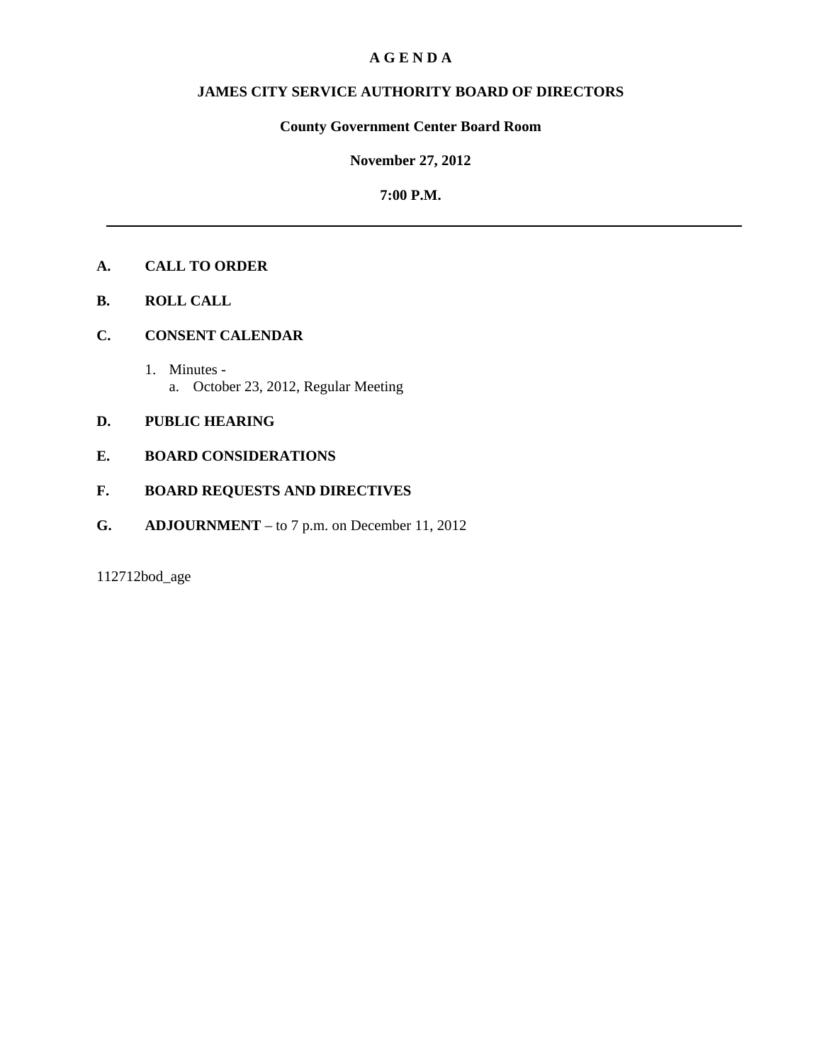# A G E N D A

## JAMES CITY SERVICE AUTHORITY BOARD OF DIRECTORS

**County Government Center Board Room**

**November 27, 2012**

**7:00 P.M.**

---

**A. CALL TO ORDER**

**B. ROLL CALL**

**C. CONSENT CALENDAR**

1. Minutes -
   a. October 23, 2012, Regular Meeting

**D. PUBLIC HEARING**

**E. BOARD CONSIDERATIONS**

**F. BOARD REQUESTS AND DIRECTIVES**

**G. ADJOURNMENT** – to 7 p.m. on December 11, 2012

112712bod_age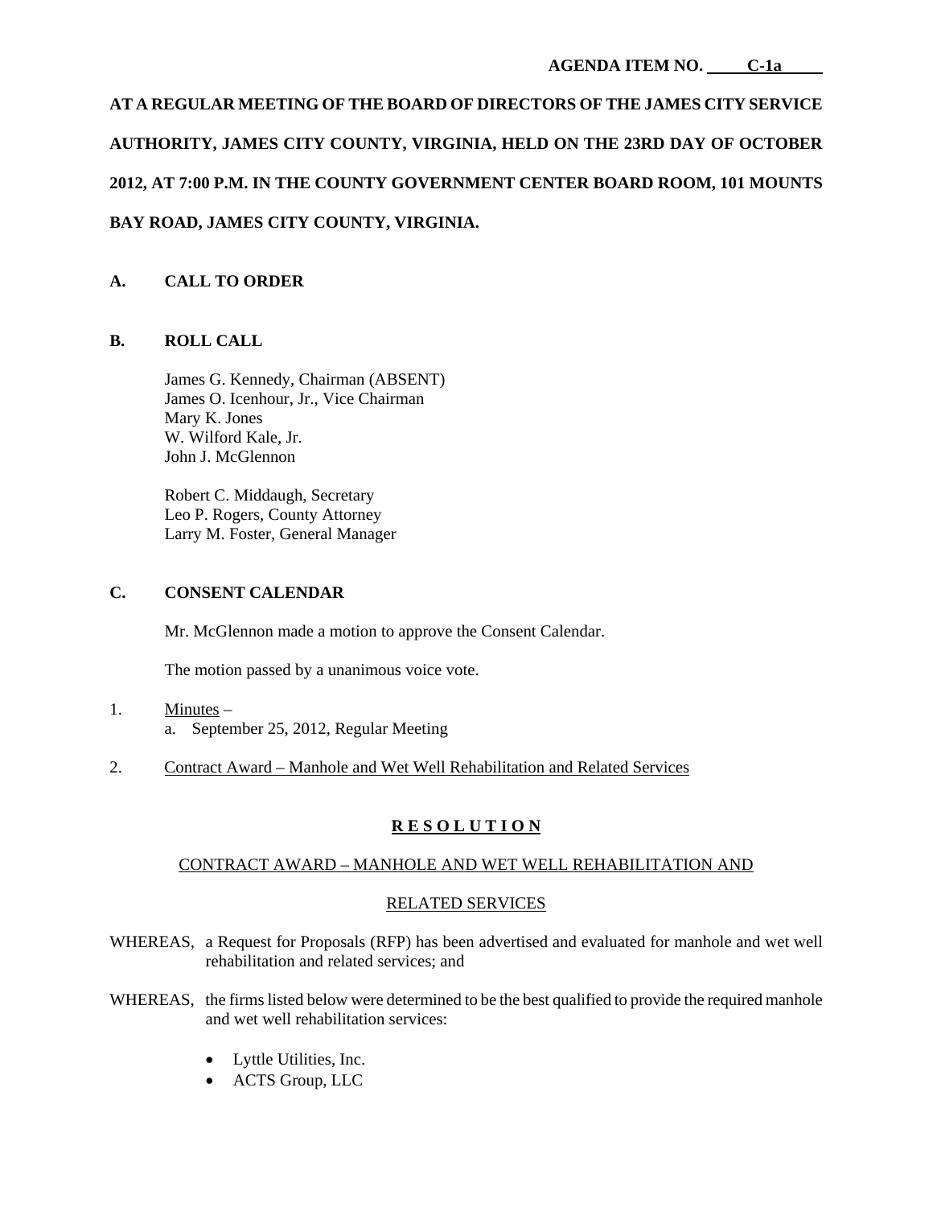AGENDA ITEM NO. C-1a

**AT A REGULAR MEETING OF THE BOARD OF DIRECTORS OF THE JAMES CITY SERVICE AUTHORITY, JAMES CITY COUNTY, VIRGINIA, HELD ON THE 23RD DAY OF OCTOBER 2012, AT 7:00 P.M. IN THE COUNTY GOVERNMENT CENTER BOARD ROOM, 101 MOUNTS BAY ROAD, JAMES CITY COUNTY, VIRGINIA.**

## A. CALL TO ORDER

## B. ROLL CALL

James G. Kennedy, Chairman (ABSENT)
James O. Icenhour, Jr., Vice Chairman
Mary K. Jones
W. Wilford Kale, Jr.
John J. McGlennon

Robert C. Middaugh, Secretary
Leo P. Rogers, County Attorney
Larry M. Foster, General Manager

## C. CONSENT CALENDAR

Mr. McGlennon made a motion to approve the Consent Calendar.

The motion passed by a unanimous voice vote.

1. Minutes –
   a. September 25, 2012, Regular Meeting

2. Contract Award – Manhole and Wet Well Rehabilitation and Related Services

**R E S O L U T I O N**

CONTRACT AWARD – MANHOLE AND WET WELL REHABILITATION AND

RELATED SERVICES

WHEREAS, a Request for Proposals (RFP) has been advertised and evaluated for manhole and wet well rehabilitation and related services; and

WHEREAS, the firms listed below were determined to be the best qualified to provide the required manhole and wet well rehabilitation services:

- Lyttle Utilities, Inc.
- ACTS Group, LLC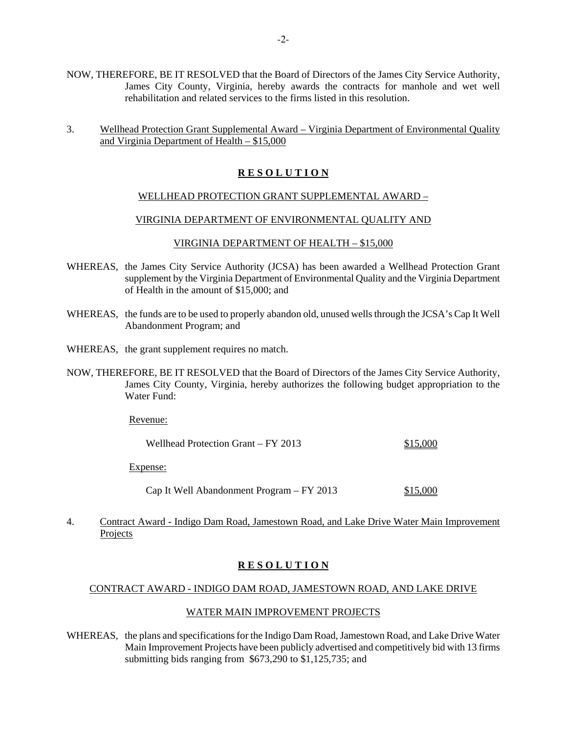NOW, THEREFORE, BE IT RESOLVED that the Board of Directors of the James City Service Authority, James City County, Virginia, hereby awards the contracts for manhole and wet well rehabilitation and related services to the firms listed in this resolution.

3. Wellhead Protection Grant Supplemental Award – Virginia Department of Environmental Quality and Virginia Department of Health – $15,000

**R E S O L U T I O N**

WELLHEAD PROTECTION GRANT SUPPLEMENTAL AWARD –

VIRGINIA DEPARTMENT OF ENVIRONMENTAL QUALITY AND

VIRGINIA DEPARTMENT OF HEALTH – $15,000

WHEREAS, the James City Service Authority (JCSA) has been awarded a Wellhead Protection Grant supplement by the Virginia Department of Environmental Quality and the Virginia Department of Health in the amount of $15,000; and

WHEREAS, the funds are to be used to properly abandon old, unused wells through the JCSA's Cap It Well Abandonment Program; and

WHEREAS, the grant supplement requires no match.

NOW, THEREFORE, BE IT RESOLVED that the Board of Directors of the James City Service Authority, James City County, Virginia, hereby authorizes the following budget appropriation to the Water Fund:

Revenue:

| | |
|---|---|
| Wellhead Protection Grant – FY 2013 | $15,000 |

Expense:

| | |
|---|---|
| Cap It Well Abandonment Program – FY 2013 | $15,000 |

4. Contract Award - Indigo Dam Road, Jamestown Road, and Lake Drive Water Main Improvement Projects

**R E S O L U T I O N**

CONTRACT AWARD - INDIGO DAM ROAD, JAMESTOWN ROAD, AND LAKE DRIVE

WATER MAIN IMPROVEMENT PROJECTS

WHEREAS, the plans and specifications for the Indigo Dam Road, Jamestown Road, and Lake Drive Water Main Improvement Projects have been publicly advertised and competitively bid with 13 firms submitting bids ranging from $673,290 to $1,125,735; and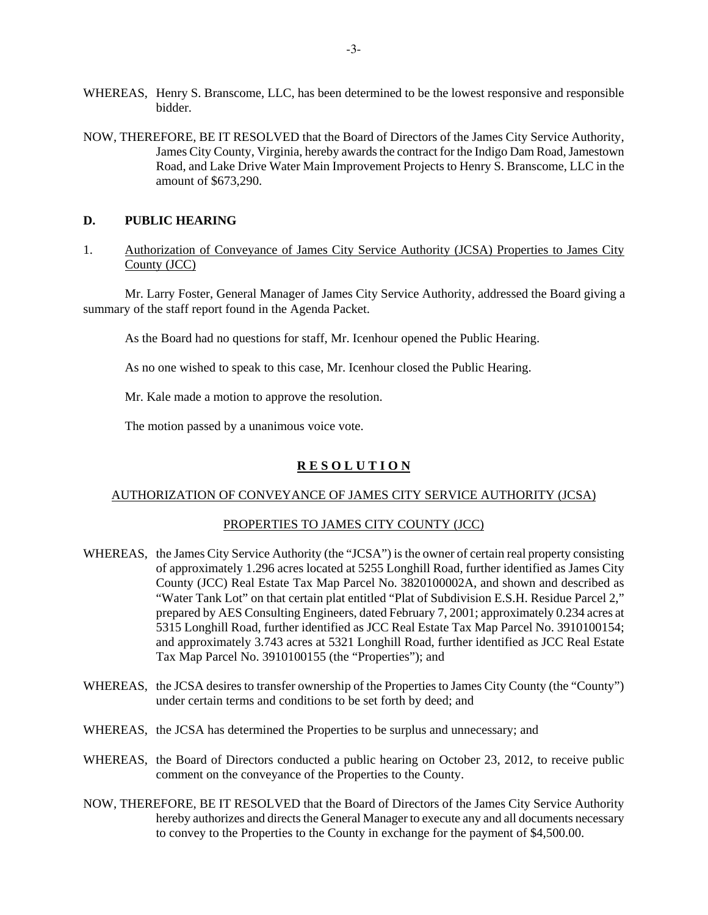WHEREAS, Henry S. Branscome, LLC, has been determined to be the lowest responsive and responsible bidder.

NOW, THEREFORE, BE IT RESOLVED that the Board of Directors of the James City Service Authority, James City County, Virginia, hereby awards the contract for the Indigo Dam Road, Jamestown Road, and Lake Drive Water Main Improvement Projects to Henry S. Branscome, LLC in the amount of $673,290.

**D. PUBLIC HEARING**

1. Authorization of Conveyance of James City Service Authority (JCSA) Properties to James City County (JCC)

Mr. Larry Foster, General Manager of James City Service Authority, addressed the Board giving a summary of the staff report found in the Agenda Packet.

As the Board had no questions for staff, Mr. Icenhour opened the Public Hearing.

As no one wished to speak to this case, Mr. Icenhour closed the Public Hearing.

Mr. Kale made a motion to approve the resolution.

The motion passed by a unanimous voice vote.

**R E S O L U T I O N**

AUTHORIZATION OF CONVEYANCE OF JAMES CITY SERVICE AUTHORITY (JCSA)

PROPERTIES TO JAMES CITY COUNTY (JCC)

WHEREAS, the James City Service Authority (the "JCSA") is the owner of certain real property consisting of approximately 1.296 acres located at 5255 Longhill Road, further identified as James City County (JCC) Real Estate Tax Map Parcel No. 3820100002A, and shown and described as "Water Tank Lot" on that certain plat entitled "Plat of Subdivision E.S.H. Residue Parcel 2," prepared by AES Consulting Engineers, dated February 7, 2001; approximately 0.234 acres at 5315 Longhill Road, further identified as JCC Real Estate Tax Map Parcel No. 3910100154; and approximately 3.743 acres at 5321 Longhill Road, further identified as JCC Real Estate Tax Map Parcel No. 3910100155 (the "Properties"); and

WHEREAS, the JCSA desires to transfer ownership of the Properties to James City County (the "County") under certain terms and conditions to be set forth by deed; and

WHEREAS, the JCSA has determined the Properties to be surplus and unnecessary; and

WHEREAS, the Board of Directors conducted a public hearing on October 23, 2012, to receive public comment on the conveyance of the Properties to the County.

NOW, THEREFORE, BE IT RESOLVED that the Board of Directors of the James City Service Authority hereby authorizes and directs the General Manager to execute any and all documents necessary to convey to the Properties to the County in exchange for the payment of $4,500.00.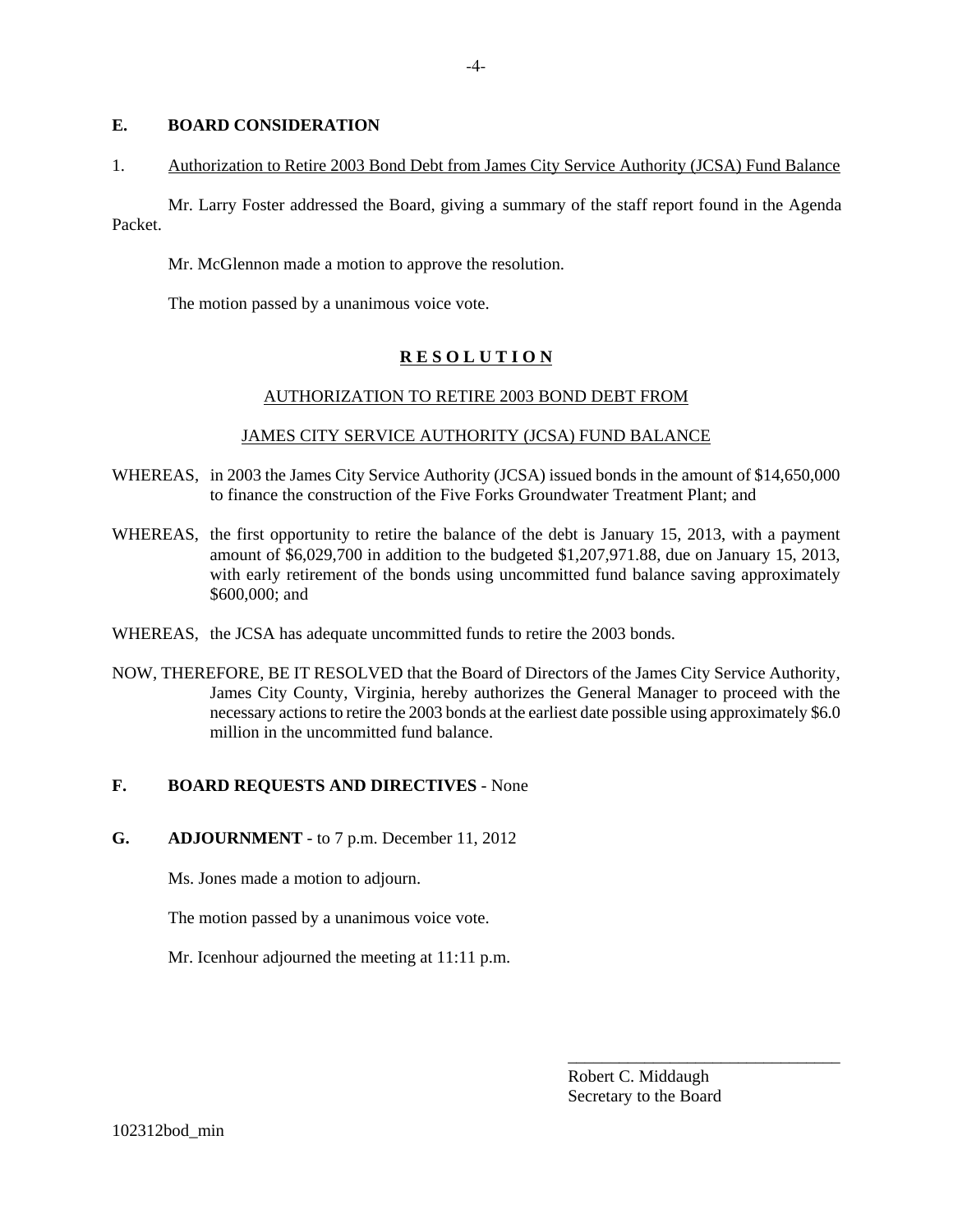## E. BOARD CONSIDERATION

1. Authorization to Retire 2003 Bond Debt from James City Service Authority (JCSA) Fund Balance

Mr. Larry Foster addressed the Board, giving a summary of the staff report found in the Agenda Packet.

Mr. McGlennon made a motion to approve the resolution.

The motion passed by a unanimous voice vote.

**R E S O L U T I O N**

AUTHORIZATION TO RETIRE 2003 BOND DEBT FROM

JAMES CITY SERVICE AUTHORITY (JCSA) FUND BALANCE

WHEREAS, in 2003 the James City Service Authority (JCSA) issued bonds in the amount of $14,650,000 to finance the construction of the Five Forks Groundwater Treatment Plant; and

WHEREAS, the first opportunity to retire the balance of the debt is January 15, 2013, with a payment amount of $6,029,700 in addition to the budgeted $1,207,971.88, due on January 15, 2013, with early retirement of the bonds using uncommitted fund balance saving approximately $600,000; and

WHEREAS, the JCSA has adequate uncommitted funds to retire the 2003 bonds.

NOW, THEREFORE, BE IT RESOLVED that the Board of Directors of the James City Service Authority, James City County, Virginia, hereby authorizes the General Manager to proceed with the necessary actions to retire the 2003 bonds at the earliest date possible using approximately $6.0 million in the uncommitted fund balance.

## F. BOARD REQUESTS AND DIRECTIVES - None

## G. ADJOURNMENT - to 7 p.m. December 11, 2012

Ms. Jones made a motion to adjourn.

The motion passed by a unanimous voice vote.

Mr. Icenhour adjourned the meeting at 11:11 p.m.

________________________________

Robert C. Middaugh
Secretary to the Board

102312bod_min